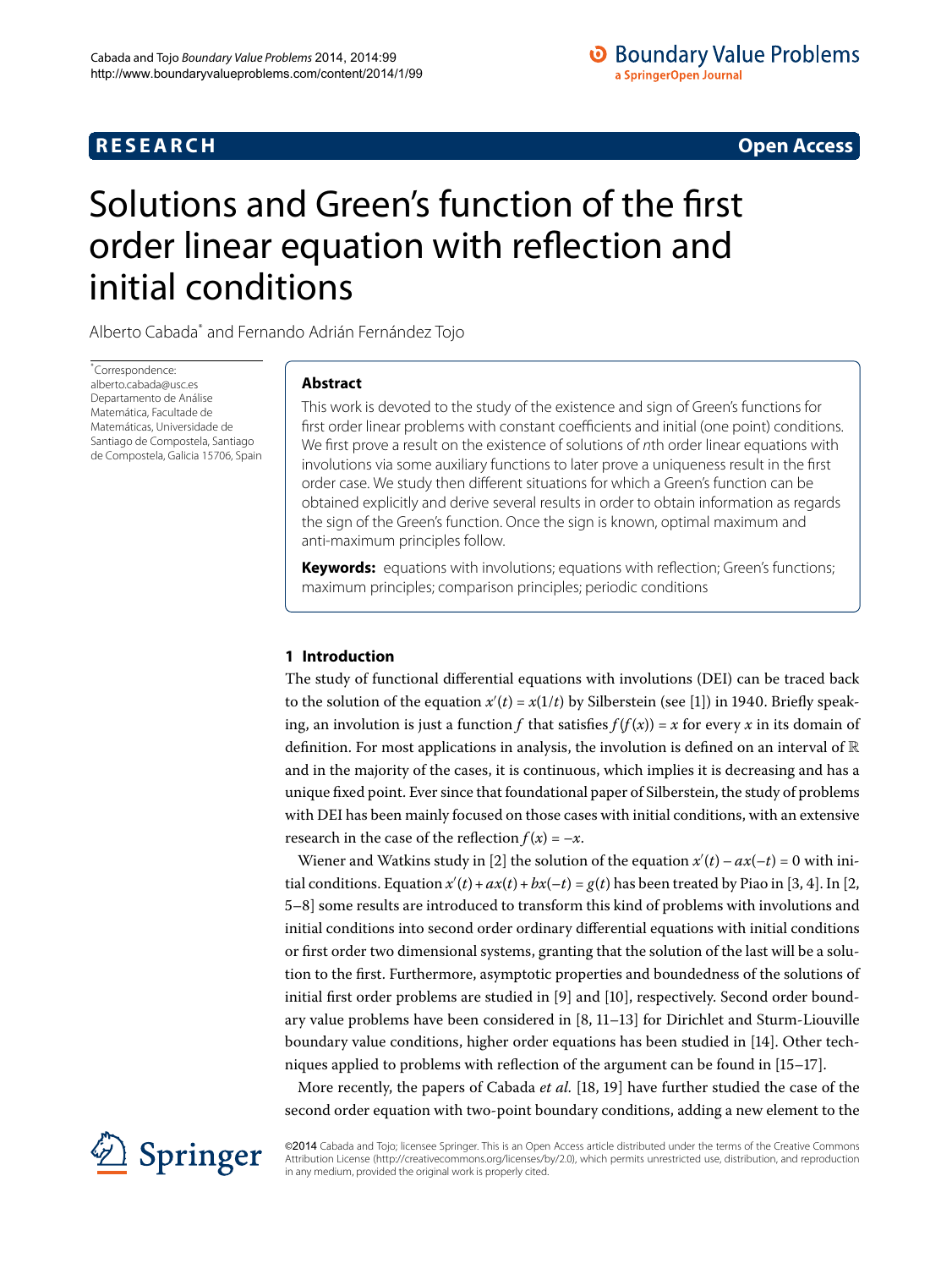RESEARCH **Open Access**

# Solutions and Green's function of the first order linear equation with reflection and initial conditions

Alberto Cabada* and Fernando Adrián Fernández Tojo

*Correspondence: alberto.cabada@usc.es
Departamento de Análise Matemática, Facultade de Matemáticas, Universidade de Santiago de Compostela, Santiago de Compostela, Galicia 15706, Spain

## Abstract

This work is devoted to the study of the existence and sign of Green's functions for first order linear problems with constant coefficients and initial (one point) conditions. We first prove a result on the existence of solutions of $n$th order linear equations with involutions via some auxiliary functions to later prove a uniqueness result in the first order case. We study then different situations for which a Green's function can be obtained explicitly and derive several results in order to obtain information as regards the sign of the Green's function. Once the sign is known, optimal maximum and anti-maximum principles follow.

**Keywords:** equations with involutions; equations with reflection; Green's functions; maximum principles; comparison principles; periodic conditions

## 1 Introduction

The study of functional differential equations with involutions (DEI) can be traced back to the solution of the equation $x'(t) = x(1/t)$ by Silberstein (see [1]) in 1940. Briefly speaking, an involution is just a function $f$ that satisfies $f(f(x)) = x$ for every $x$ in its domain of definition. For most applications in analysis, the involution is defined on an interval of $\mathbb{R}$ and in the majority of the cases, it is continuous, which implies it is decreasing and has a unique fixed point. Ever since that foundational paper of Silberstein, the study of problems with DEI has been mainly focused on those cases with initial conditions, with an extensive research in the case of the reflection $f(x) = -x$.

Wiener and Watkins study in [2] the solution of the equation $x'(t) - ax(-t) = 0$ with initial conditions. Equation $x'(t) + ax(t) + bx(-t) = g(t)$ has been treated by Piao in [3, 4]. In [2, 5–8] some results are introduced to transform this kind of problems with involutions and initial conditions into second order ordinary differential equations with initial conditions or first order two dimensional systems, granting that the solution of the last will be a solution to the first. Furthermore, asymptotic properties and boundedness of the solutions of initial first order problems are studied in [9] and [10], respectively. Second order boundary value problems have been considered in [8, 11–13] for Dirichlet and Sturm-Liouville boundary value conditions, higher order equations has been studied in [14]. Other techniques applied to problems with reflection of the argument can be found in [15–17].

More recently, the papers of Cabada *et al.* [18, 19] have further studied the case of the second order equation with two-point boundary conditions, adding a new element to the

©2014 Cabada and Tojo; licensee Springer. This is an Open Access article distributed under the terms of the Creative Commons Attribution License (http://creativecommons.org/licenses/by/2.0), which permits unrestricted use, distribution, and reproduction in any medium, provided the original work is properly cited.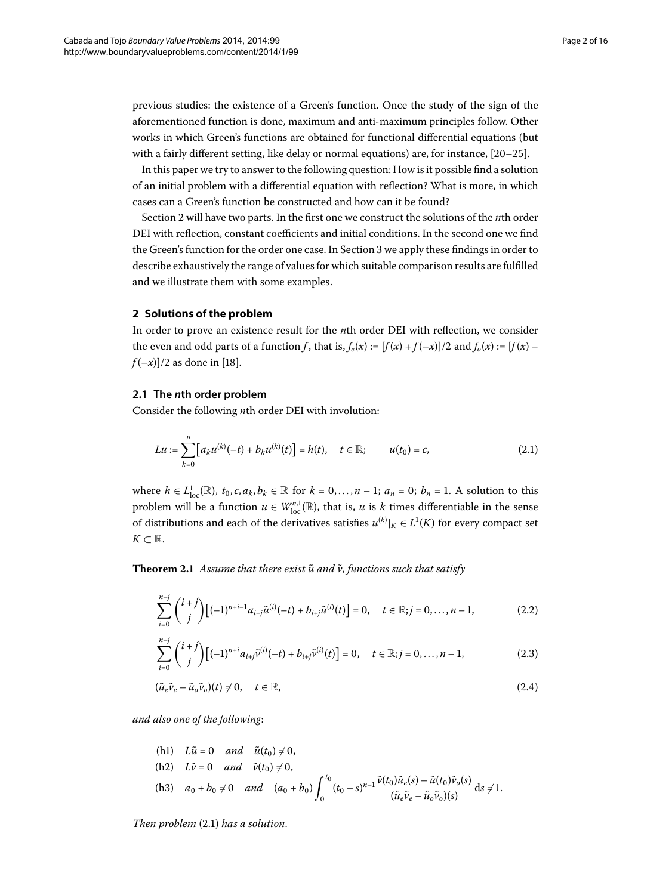previous studies: the existence of a Green's function. Once the study of the sign of the aforementioned function is done, maximum and anti-maximum principles follow. Other works in which Green's functions are obtained for functional differential equations (but with a fairly different setting, like delay or normal equations) are, for instance, [20–25].

In this paper we try to answer to the following question: How is it possible find a solution of an initial problem with a differential equation with reflection? What is more, in which cases can a Green's function be constructed and how can it be found?

Section 2 will have two parts. In the first one we construct the solutions of the $n$th order DEI with reflection, constant coefficients and initial conditions. In the second one we find the Green's function for the order one case. In Section 3 we apply these findings in order to describe exhaustively the range of values for which suitable comparison results are fulfilled and we illustrate them with some examples.

## 2 Solutions of the problem

In order to prove an existence result for the $n$th order DEI with reflection, we consider the even and odd parts of a function $f$, that is, $f_e(x) := [f(x) + f(-x)]/2$ and $f_o(x) := [f(x) - f(-x)]/2$ as done in [18].

### 2.1 The $n$th order problem

Consider the following $n$th order DEI with involution:

$$Lu := \sum_{k=0}^{n} \left[ a_k u^{(k)}(-t) + b_k u^{(k)}(t) \right] = h(t), \quad t \in \mathbb{R}; \qquad u(t_0) = c, \tag{2.1}$$

where $h \in L^1_{\text{loc}}(\mathbb{R})$, $t_0, c, a_k, b_k \in \mathbb{R}$ for $k = 0, \ldots, n-1$; $a_n = 0$; $b_n = 1$. A solution to this problem will be a function $u \in W^{n,1}_{\text{loc}}(\mathbb{R})$, that is, $u$ is $k$ times differentiable in the sense of distributions and each of the derivatives satisfies $u^{(k)}|_K \in L^1(K)$ for every compact set $K \subset \mathbb{R}$.

**Theorem 2.1** *Assume that there exist $\tilde{u}$ and $\tilde{v}$, functions such that satisfy*

$$\sum_{i=0}^{n-j} \binom{i+j}{j} \left[ (-1)^{n+i-1} a_{i+j} \tilde{u}^{(i)}(-t) + b_{i+j} \tilde{u}^{(i)}(t) \right] = 0, \quad t \in \mathbb{R}; j = 0, \ldots, n-1, \tag{2.2}$$

$$\sum_{i=0}^{n-j} \binom{i+j}{j} \left[ (-1)^{n+i} a_{i+j} \tilde{v}^{(i)}(-t) + b_{i+j} \tilde{v}^{(i)}(t) \right] = 0, \quad t \in \mathbb{R}; j = 0, \ldots, n-1, \tag{2.3}$$

$$(\tilde{u}_e \tilde{v}_e - \tilde{u}_o \tilde{v}_o)(t) \neq 0, \quad t \in \mathbb{R}, \tag{2.4}$$

*and also one of the following*:

- (h1) $L\tilde{u} = 0$ *and* $\tilde{u}(t_0) \neq 0$,
- (h2) $L\tilde{v} = 0$ *and* $\tilde{v}(t_0) \neq 0$,
- (h3) $a_0 + b_0 \neq 0$ *and* $(a_0 + b_0) \displaystyle\int_0^{t_0} (t_0 - s)^{n-1} \frac{\tilde{v}(t_0)\tilde{u}_e(s) - \tilde{u}(t_0)\tilde{v}_o(s)}{(\tilde{u}_e \tilde{v}_e - \tilde{u}_o \tilde{v}_o)(s)} \, \mathrm{d}s \neq 1$.

*Then problem* (2.1) *has a solution*.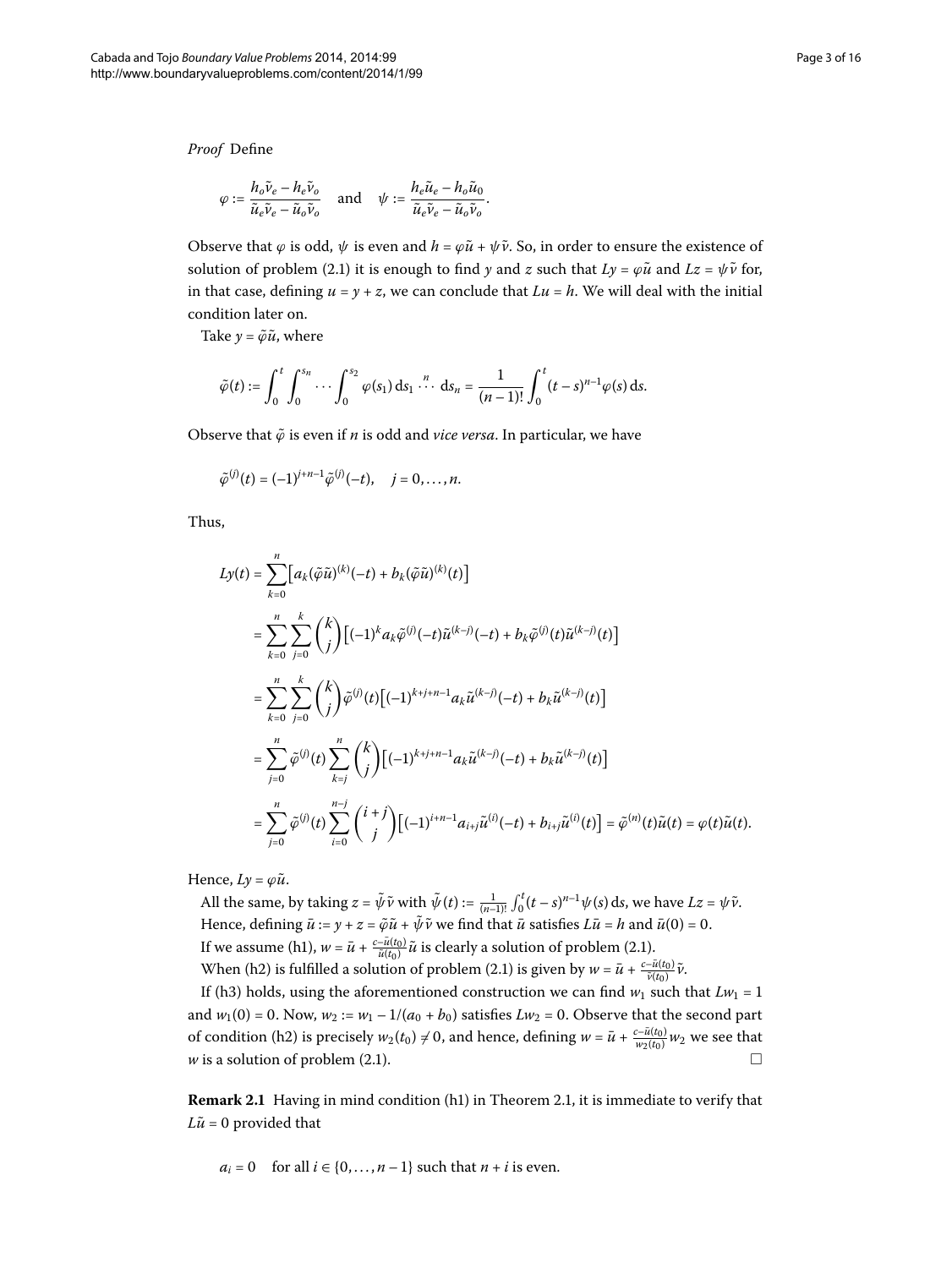*Proof* Define

$$\varphi := \frac{h_o \tilde{v}_e - h_e \tilde{v}_o}{\tilde{u}_e \tilde{v}_e - \tilde{u}_o \tilde{v}_o} \quad \text{and} \quad \psi := \frac{h_e \tilde{u}_e - h_o \tilde{u}_0}{\tilde{u}_e \tilde{v}_e - \tilde{u}_o \tilde{v}_o}.$$

Observe that $\varphi$ is odd, $\psi$ is even and $h = \varphi \tilde{u} + \psi \tilde{v}$. So, in order to ensure the existence of solution of problem (2.1) it is enough to find $y$ and $z$ such that $Ly = \varphi \tilde{u}$ and $Lz = \psi \tilde{v}$ for, in that case, defining $u = y + z$, we can conclude that $Lu = h$. We will deal with the initial condition later on.

Take $y = \tilde{\varphi} \tilde{u}$, where

$$\tilde{\varphi}(t) := \int_0^t \int_0^{s_n} \cdots \int_0^{s_2} \varphi(s_1)\, \mathrm{d}s_1 \overset{n}{\cdots} \mathrm{d}s_n = \frac{1}{(n-1)!} \int_0^t (t-s)^{n-1} \varphi(s)\, \mathrm{d}s.$$

Observe that $\tilde{\varphi}$ is even if $n$ is odd and *vice versa*. In particular, we have

$$\tilde{\varphi}^{(j)}(t) = (-1)^{j+n-1} \tilde{\varphi}^{(j)}(-t), \quad j = 0, \ldots, n.$$

Thus,

$$\begin{aligned}
Ly(t) &= \sum_{k=0}^{n} \left[ a_k (\tilde{\varphi}\tilde{u})^{(k)}(-t) + b_k (\tilde{\varphi}\tilde{u})^{(k)}(t) \right] \\
&= \sum_{k=0}^{n} \sum_{j=0}^{k} \binom{k}{j} \left[ (-1)^k a_k \tilde{\varphi}^{(j)}(-t) \tilde{u}^{(k-j)}(-t) + b_k \tilde{\varphi}^{(j)}(t) \tilde{u}^{(k-j)}(t) \right] \\
&= \sum_{k=0}^{n} \sum_{j=0}^{k} \binom{k}{j} \tilde{\varphi}^{(j)}(t) \left[ (-1)^{k+j+n-1} a_k \tilde{u}^{(k-j)}(-t) + b_k \tilde{u}^{(k-j)}(t) \right] \\
&= \sum_{j=0}^{n} \tilde{\varphi}^{(j)}(t) \sum_{k=j}^{n} \binom{k}{j} \left[ (-1)^{k+j+n-1} a_k \tilde{u}^{(k-j)}(-t) + b_k \tilde{u}^{(k-j)}(t) \right] \\
&= \sum_{j=0}^{n} \tilde{\varphi}^{(j)}(t) \sum_{i=0}^{n-j} \binom{i+j}{j} \left[ (-1)^{i+n-1} a_{i+j} \tilde{u}^{(i)}(-t) + b_{i+j} \tilde{u}^{(i)}(t) \right] = \tilde{\varphi}^{(n)}(t) \tilde{u}(t) = \varphi(t) \tilde{u}(t).
\end{aligned}$$

Hence, $Ly = \varphi \tilde{u}$.

All the same, by taking $z = \tilde{\psi} \tilde{v}$ with $\tilde{\psi}(t) := \frac{1}{(n-1)!} \int_0^t (t-s)^{n-1} \psi(s)\, \mathrm{d}s$, we have $Lz = \psi \tilde{v}$.

Hence, defining $\bar{u} := y + z = \tilde{\varphi}\tilde{u} + \tilde{\psi}\tilde{v}$ we find that $\bar{u}$ satisfies $L\bar{u} = h$ and $\bar{u}(0) = 0$.

If we assume (h1), $w = \bar{u} + \frac{c - \bar{u}(t_0)}{\tilde{u}(t_0)} \tilde{u}$ is clearly a solution of problem (2.1).

When (h2) is fulfilled a solution of problem (2.1) is given by $w = \bar{u} + \frac{c - \bar{u}(t_0)}{\tilde{v}(t_0)} \tilde{v}$.

If (h3) holds, using the aforementioned construction we can find $w_1$ such that $Lw_1 = 1$ and $w_1(0) = 0$. Now, $w_2 := w_1 - 1/(a_0 + b_0)$ satisfies $Lw_2 = 0$. Observe that the second part of condition (h2) is precisely $w_2(t_0) \neq 0$, and hence, defining $w = \bar{u} + \frac{c - \bar{u}(t_0)}{w_2(t_0)} w_2$ we see that $w$ is a solution of problem (2.1). □

**Remark 2.1** Having in mind condition (h1) in Theorem 2.1, it is immediate to verify that $L\tilde{u} = 0$ provided that

$$a_i = 0 \quad \text{for all } i \in \{0, \ldots, n-1\} \text{ such that } n + i \text{ is even.}$$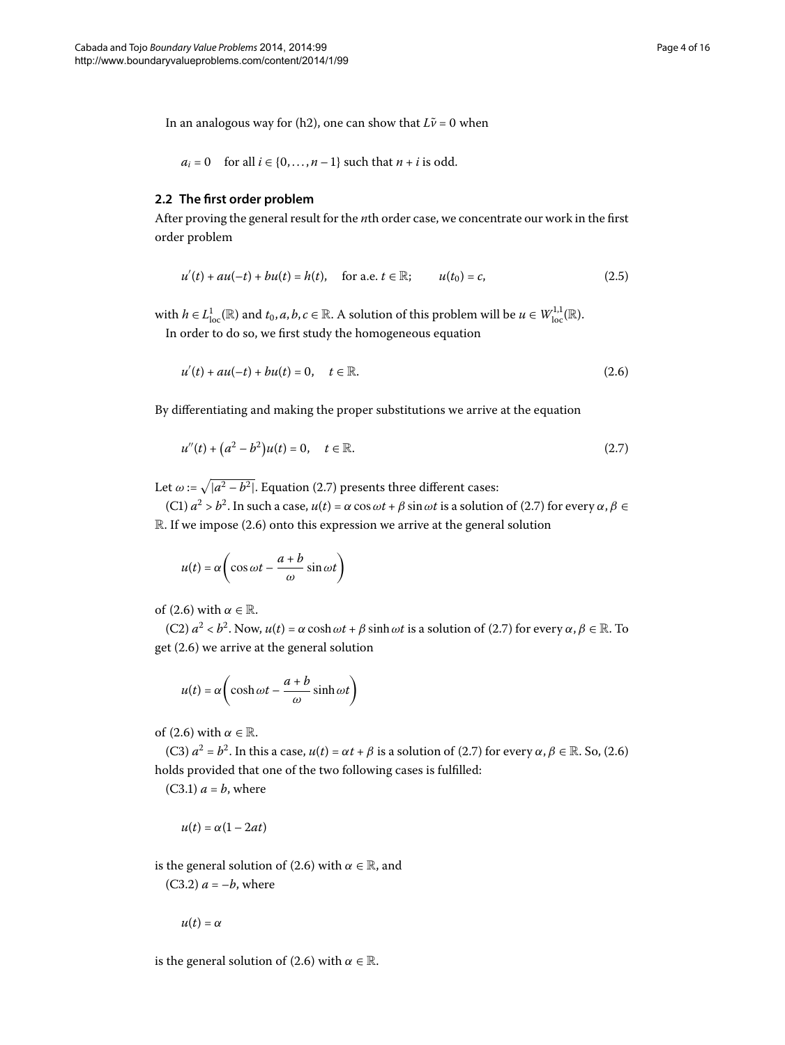In an analogous way for (h2), one can show that $L\tilde{v} = 0$ when

$$a_i = 0 \quad \text{for all } i \in \{0, \dots, n-1\} \text{ such that } n+i \text{ is odd.}$$

### 2.2 The first order problem

After proving the general result for the $n$th order case, we concentrate our work in the first order problem

$$u'(t) + au(-t) + bu(t) = h(t), \quad \text{for a.e. } t \in \mathbb{R}; \qquad u(t_0) = c, \tag{2.5}$$

with $h \in L^1_{\text{loc}}(\mathbb{R})$ and $t_0, a, b, c \in \mathbb{R}$. A solution of this problem will be $u \in W^{1,1}_{\text{loc}}(\mathbb{R})$.

In order to do so, we first study the homogeneous equation

$$u'(t) + au(-t) + bu(t) = 0, \quad t \in \mathbb{R}. \tag{2.6}$$

By differentiating and making the proper substitutions we arrive at the equation

$$u''(t) + (a^2 - b^2)u(t) = 0, \quad t \in \mathbb{R}. \tag{2.7}$$

Let $\omega := \sqrt{|a^2 - b^2|}$. Equation (2.7) presents three different cases:

(C1) $a^2 > b^2$. In such a case, $u(t) = \alpha \cos \omega t + \beta \sin \omega t$ is a solution of (2.7) for every $\alpha, \beta \in \mathbb{R}$. If we impose (2.6) onto this expression we arrive at the general solution

$$u(t) = \alpha \left( \cos \omega t - \frac{a+b}{\omega} \sin \omega t \right)$$

of (2.6) with $\alpha \in \mathbb{R}$.

(C2) $a^2 < b^2$. Now, $u(t) = \alpha \cosh \omega t + \beta \sinh \omega t$ is a solution of (2.7) for every $\alpha, \beta \in \mathbb{R}$. To get (2.6) we arrive at the general solution

$$u(t) = \alpha \left( \cosh \omega t - \frac{a+b}{\omega} \sinh \omega t \right)$$

of (2.6) with $\alpha \in \mathbb{R}$.

(C3) $a^2 = b^2$. In this a case, $u(t) = \alpha t + \beta$ is a solution of (2.7) for every $\alpha, \beta \in \mathbb{R}$. So, (2.6) holds provided that one of the two following cases is fulfilled:

(C3.1) $a = b$, where

$$u(t) = \alpha(1 - 2at)$$

is the general solution of (2.6) with $\alpha \in \mathbb{R}$, and

(C3.2) $a = -b$, where

$$u(t) = \alpha$$

is the general solution of (2.6) with $\alpha \in \mathbb{R}$.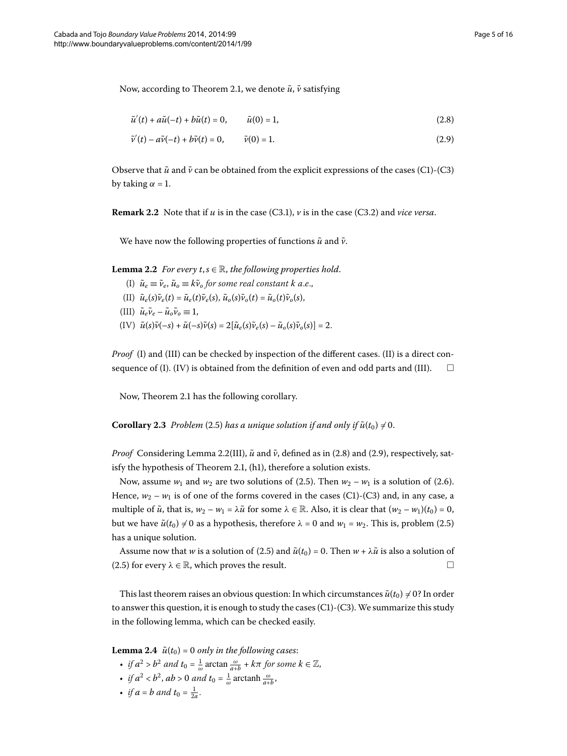Now, according to Theorem 2.1, we denote $\tilde{u}$, $\tilde{v}$ satisfying

$$\tilde{u}'(t) + a\tilde{u}(-t) + b\tilde{u}(t) = 0, \qquad \tilde{u}(0) = 1, \tag{2.8}$$

$$\tilde{v}'(t) - a\tilde{v}(-t) + b\tilde{v}(t) = 0, \qquad \tilde{v}(0) = 1. \tag{2.9}$$

Observe that $\tilde{u}$ and $\tilde{v}$ can be obtained from the explicit expressions of the cases (C1)-(C3) by taking $\alpha = 1$.

**Remark 2.2** Note that if $u$ is in the case (C3.1), $v$ is in the case (C3.2) and *vice versa*.

We have now the following properties of functions $\tilde{u}$ and $\tilde{v}$.

**Lemma 2.2** *For every $t, s \in \mathbb{R}$, the following properties hold.*

(I) $\tilde{u}_e \equiv \tilde{v}_e$, $\tilde{u}_o \equiv k\tilde{v}_o$ *for some real constant $k$ a.e.*,

(II) $\tilde{u}_e(s)\tilde{v}_e(t) = \tilde{u}_e(t)\tilde{v}_e(s)$, $\tilde{u}_o(s)\tilde{v}_o(t) = \tilde{u}_o(t)\tilde{v}_o(s)$,

(III) $\tilde{u}_e\tilde{v}_e - \tilde{u}_o\tilde{v}_o \equiv 1$,

(IV) $\tilde{u}(s)\tilde{v}(-s) + \tilde{u}(-s)\tilde{v}(s) = 2[\tilde{u}_e(s)\tilde{v}_e(s) - \tilde{u}_o(s)\tilde{v}_o(s)] = 2$.

*Proof* (I) and (III) can be checked by inspection of the different cases. (II) is a direct consequence of (I). (IV) is obtained from the definition of even and odd parts and (III). □

Now, Theorem 2.1 has the following corollary.

**Corollary 2.3** *Problem* (2.5) *has a unique solution if and only if $\tilde{u}(t_0) \neq 0$.*

*Proof* Considering Lemma 2.2(III), $\tilde{u}$ and $\tilde{v}$, defined as in (2.8) and (2.9), respectively, satisfy the hypothesis of Theorem 2.1, (h1), therefore a solution exists.

Now, assume $w_1$ and $w_2$ are two solutions of (2.5). Then $w_2 - w_1$ is a solution of (2.6). Hence, $w_2 - w_1$ is of one of the forms covered in the cases (C1)-(C3) and, in any case, a multiple of $\tilde{u}$, that is, $w_2 - w_1 = \lambda\tilde{u}$ for some $\lambda \in \mathbb{R}$. Also, it is clear that $(w_2 - w_1)(t_0) = 0$, but we have $\tilde{u}(t_0) \neq 0$ as a hypothesis, therefore $\lambda = 0$ and $w_1 = w_2$. This is, problem (2.5) has a unique solution.

Assume now that $w$ is a solution of (2.5) and $\tilde{u}(t_0) = 0$. Then $w + \lambda\tilde{u}$ is also a solution of (2.5) for every $\lambda \in \mathbb{R}$, which proves the result. □

This last theorem raises an obvious question: In which circumstances $\tilde{u}(t_0) \neq 0$? In order to answer this question, it is enough to study the cases (C1)-(C3). We summarize this study in the following lemma, which can be checked easily.

**Lemma 2.4** *$\tilde{u}(t_0) = 0$ only in the following cases*:

- *if $a^2 > b^2$ and $t_0 = \frac{1}{\omega}\arctan\frac{\omega}{a+b} + k\pi$ for some $k \in \mathbb{Z}$,*
- *if $a^2 < b^2$, $ab > 0$ and $t_0 = \frac{1}{\omega}\operatorname{arctanh}\frac{\omega}{a+b}$,*
- *if $a = b$ and $t_0 = \frac{1}{2a}$.*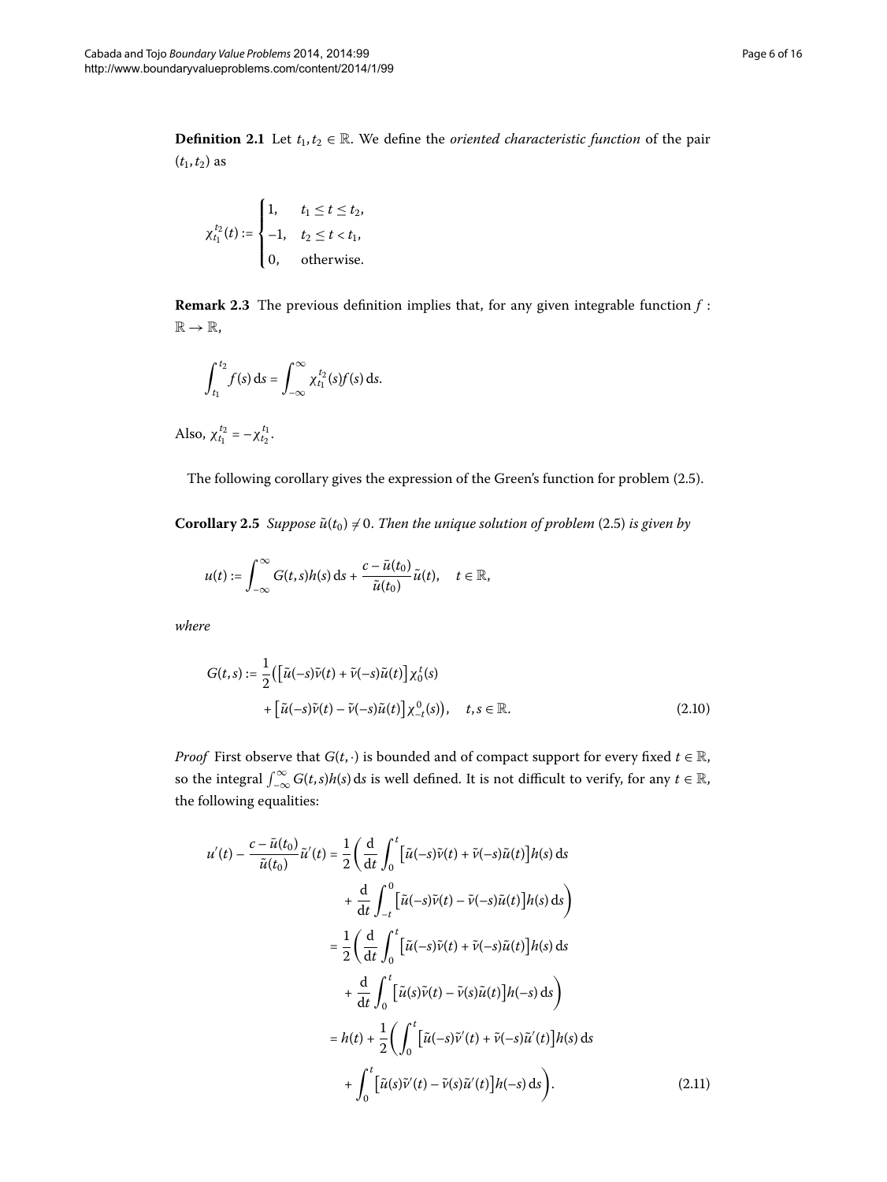**Definition 2.1** Let $t_1, t_2 \in \mathbb{R}$. We define the *oriented characteristic function* of the pair $(t_1, t_2)$ as

$$\chi_{t_1}^{t_2}(t) := \begin{cases} 1, & t_1 \le t \le t_2, \\ -1, & t_2 \le t < t_1, \\ 0, & \text{otherwise.} \end{cases}$$

**Remark 2.3** The previous definition implies that, for any given integrable function $f : \mathbb{R} \to \mathbb{R}$,

$$\int_{t_1}^{t_2} f(s)\,\mathrm{d}s = \int_{-\infty}^{\infty} \chi_{t_1}^{t_2}(s) f(s)\,\mathrm{d}s.$$

Also, $\chi_{t_1}^{t_2} = -\chi_{t_2}^{t_1}$.

The following corollary gives the expression of the Green's function for problem (2.5).

**Corollary 2.5** *Suppose $\tilde{u}(t_0) \neq 0$. Then the unique solution of problem* (2.5) *is given by*

$$u(t) := \int_{-\infty}^{\infty} G(t,s)h(s)\,\mathrm{d}s + \frac{c - \tilde{u}(t_0)}{\tilde{u}(t_0)}\tilde{u}(t), \quad t \in \mathbb{R},$$

*where*

$$\begin{aligned} G(t,s) := \frac{1}{2}\Big(&\big[\tilde{u}(-s)\tilde{v}(t) + \tilde{v}(-s)\tilde{u}(t)\big]\chi_0^t(s) \\ &+ \big[\tilde{u}(-s)\tilde{v}(t) - \tilde{v}(-s)\tilde{u}(t)\big]\chi_{-t}^0(s)\Big), \quad t, s \in \mathbb{R}. \end{aligned} \tag{2.10}$$

*Proof* First observe that $G(t,\cdot)$ is bounded and of compact support for every fixed $t \in \mathbb{R}$, so the integral $\int_{-\infty}^{\infty} G(t,s)h(s)\,\mathrm{d}s$ is well defined. It is not difficult to verify, for any $t \in \mathbb{R}$, the following equalities:

$$\begin{aligned} u'(t) - \frac{c - \tilde{u}(t_0)}{\tilde{u}(t_0)}\tilde{u}'(t) &= \frac{1}{2}\bigg(\frac{\mathrm{d}}{\mathrm{d}t}\int_0^t \big[\tilde{u}(-s)\tilde{v}(t) + \tilde{v}(-s)\tilde{u}(t)\big]h(s)\,\mathrm{d}s \\ &\quad + \frac{\mathrm{d}}{\mathrm{d}t}\int_{-t}^0 \big[\tilde{u}(-s)\tilde{v}(t) - \tilde{v}(-s)\tilde{u}(t)\big]h(s)\,\mathrm{d}s\bigg) \\ &= \frac{1}{2}\bigg(\frac{\mathrm{d}}{\mathrm{d}t}\int_0^t \big[\tilde{u}(-s)\tilde{v}(t) + \tilde{v}(-s)\tilde{u}(t)\big]h(s)\,\mathrm{d}s \\ &\quad + \frac{\mathrm{d}}{\mathrm{d}t}\int_0^t \big[\tilde{u}(s)\tilde{v}(t) - \tilde{v}(s)\tilde{u}(t)\big]h(-s)\,\mathrm{d}s\bigg) \\ &= h(t) + \frac{1}{2}\bigg(\int_0^t \big[\tilde{u}(-s)\tilde{v}'(t) + \tilde{v}(-s)\tilde{u}'(t)\big]h(s)\,\mathrm{d}s \\ &\quad + \int_0^t \big[\tilde{u}(s)\tilde{v}'(t) - \tilde{v}(s)\tilde{u}'(t)\big]h(-s)\,\mathrm{d}s\bigg). \end{aligned} \tag{2.11}$$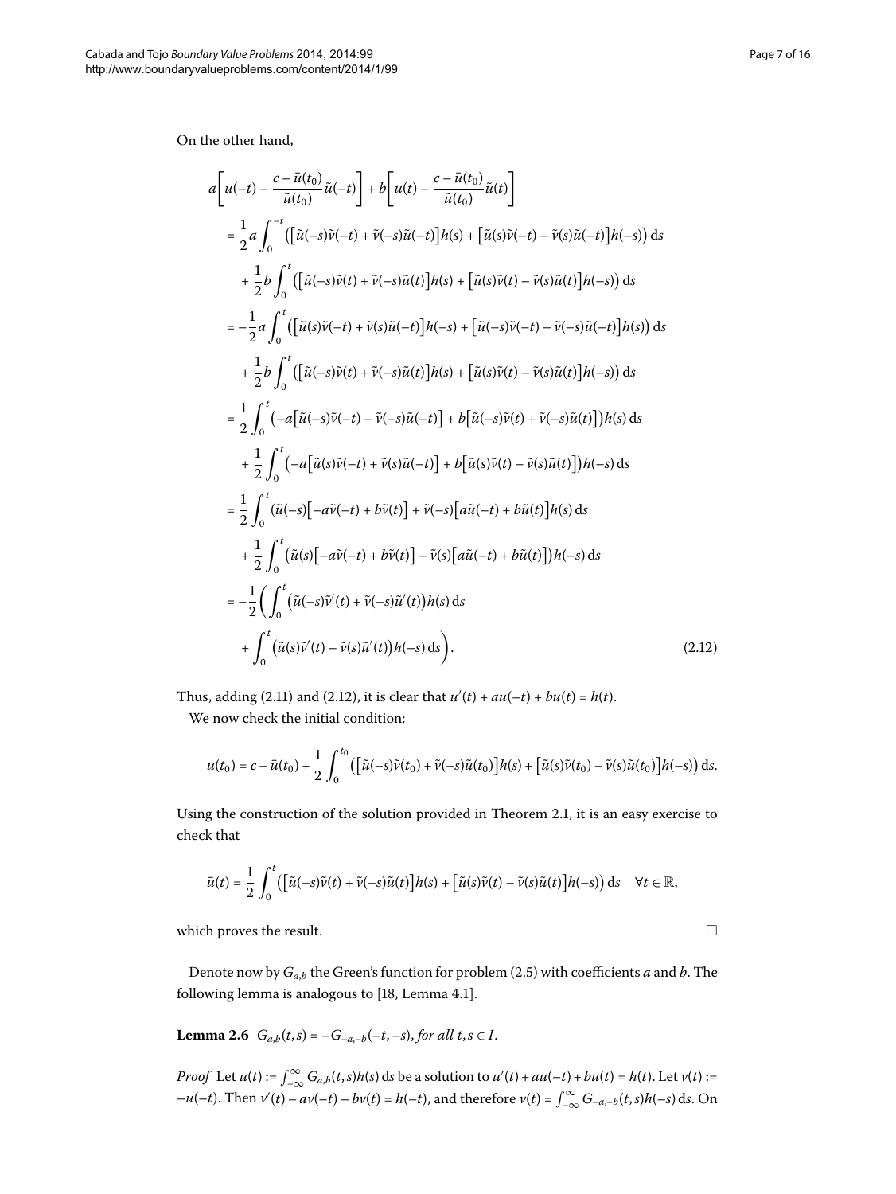On the other hand,

$$
\begin{aligned}
&a\left[u(-t)-\frac{c-\bar{u}(t_0)}{\tilde{u}(t_0)}\tilde{u}(-t)\right]+b\left[u(t)-\frac{c-\bar{u}(t_0)}{\tilde{u}(t_0)}\tilde{u}(t)\right]\\
&\quad=\frac{1}{2}a\int_0^{-t}\left(\left[\tilde{u}(-s)\tilde{v}(-t)+\tilde{v}(-s)\tilde{u}(-t)\right]h(s)+\left[\tilde{u}(s)\tilde{v}(-t)-\tilde{v}(s)\tilde{u}(-t)\right]h(-s)\right)\mathrm{d}s\\
&\qquad+\frac{1}{2}b\int_0^{t}\left(\left[\tilde{u}(-s)\tilde{v}(t)+\tilde{v}(-s)\tilde{u}(t)\right]h(s)+\left[\tilde{u}(s)\tilde{v}(t)-\tilde{v}(s)\tilde{u}(t)\right]h(-s)\right)\mathrm{d}s\\
&\quad=-\frac{1}{2}a\int_0^{t}\left(\left[\tilde{u}(s)\tilde{v}(-t)+\tilde{v}(s)\tilde{u}(-t)\right]h(-s)+\left[\tilde{u}(-s)\tilde{v}(-t)-\tilde{v}(-s)\tilde{u}(-t)\right]h(s)\right)\mathrm{d}s\\
&\qquad+\frac{1}{2}b\int_0^{t}\left(\left[\tilde{u}(-s)\tilde{v}(t)+\tilde{v}(-s)\tilde{u}(t)\right]h(s)+\left[\tilde{u}(s)\tilde{v}(t)-\tilde{v}(s)\tilde{u}(t)\right]h(-s)\right)\mathrm{d}s\\
&\quad=\frac{1}{2}\int_0^{t}\left(-a\left[\tilde{u}(-s)\tilde{v}(-t)-\tilde{v}(-s)\tilde{u}(-t)\right]+b\left[\tilde{u}(-s)\tilde{v}(t)+\tilde{v}(-s)\tilde{u}(t)\right]\right)h(s)\,\mathrm{d}s\\
&\qquad+\frac{1}{2}\int_0^{t}\left(-a\left[\tilde{u}(s)\tilde{v}(-t)+\tilde{v}(s)\tilde{u}(-t)\right]+b\left[\tilde{u}(s)\tilde{v}(t)-\tilde{v}(s)\tilde{u}(t)\right]\right)h(-s)\,\mathrm{d}s\\
&\quad=\frac{1}{2}\int_0^{t}\left(\tilde{u}(-s)\left[-a\tilde{v}(-t)+b\tilde{v}(t)\right]+\tilde{v}(-s)\left[a\tilde{u}(-t)+b\tilde{u}(t)\right]\right]h(s)\,\mathrm{d}s\\
&\qquad+\frac{1}{2}\int_0^{t}\left(\tilde{u}(s)\left[-a\tilde{v}(-t)+b\tilde{v}(t)\right]-\tilde{v}(s)\left[a\tilde{u}(-t)+b\tilde{u}(t)\right]\right)h(-s)\,\mathrm{d}s\\
&\quad=-\frac{1}{2}\left(\int_0^{t}\left(\tilde{u}(-s)\tilde{v}'(t)+\tilde{v}(-s)\tilde{u}'(t)\right)h(s)\,\mathrm{d}s\right.\\
&\qquad\left.+\int_0^{t}\left(\tilde{u}(s)\tilde{v}'(t)-\tilde{v}(s)\tilde{u}'(t)\right)h(-s)\,\mathrm{d}s\right).
\end{aligned}
\tag{2.12}
$$

Thus, adding (2.11) and (2.12), it is clear that $u'(t)+au(-t)+bu(t)=h(t)$.

We now check the initial condition:

$$
u(t_0)=c-\bar{u}(t_0)+\frac{1}{2}\int_0^{t_0}\left(\left[\tilde{u}(-s)\tilde{v}(t_0)+\tilde{v}(-s)\tilde{u}(t_0)\right]h(s)+\left[\tilde{u}(s)\tilde{v}(t_0)-\tilde{v}(s)\tilde{u}(t_0)\right]h(-s)\right)\mathrm{d}s.
$$

Using the construction of the solution provided in Theorem 2.1, it is an easy exercise to check that

$$
\bar{u}(t)=\frac{1}{2}\int_0^{t}\left(\left[\tilde{u}(-s)\tilde{v}(t)+\tilde{v}(-s)\tilde{u}(t)\right]h(s)+\left[\tilde{u}(s)\tilde{v}(t)-\tilde{v}(s)\tilde{u}(t)\right]h(-s)\right)\mathrm{d}s\quad\forall t\in\mathbb{R},
$$

which proves the result. □

Denote now by $G_{a,b}$ the Green's function for problem (2.5) with coefficients $a$ and $b$. The following lemma is analogous to [18, Lemma 4.1].

**Lemma 2.6** $G_{a,b}(t,s)=-G_{-a,-b}(-t,-s)$, *for all* $t,s\in I$.

*Proof* Let $u(t):=\int_{-\infty}^{\infty}G_{a,b}(t,s)h(s)\,\mathrm{d}s$ be a solution to $u'(t)+au(-t)+bu(t)=h(t)$. Let $v(t):=-u(-t)$. Then $v'(t)-av(-t)-bv(t)=h(-t)$, and therefore $v(t)=\int_{-\infty}^{\infty}G_{-a,-b}(t,s)h(-s)\,\mathrm{d}s$. On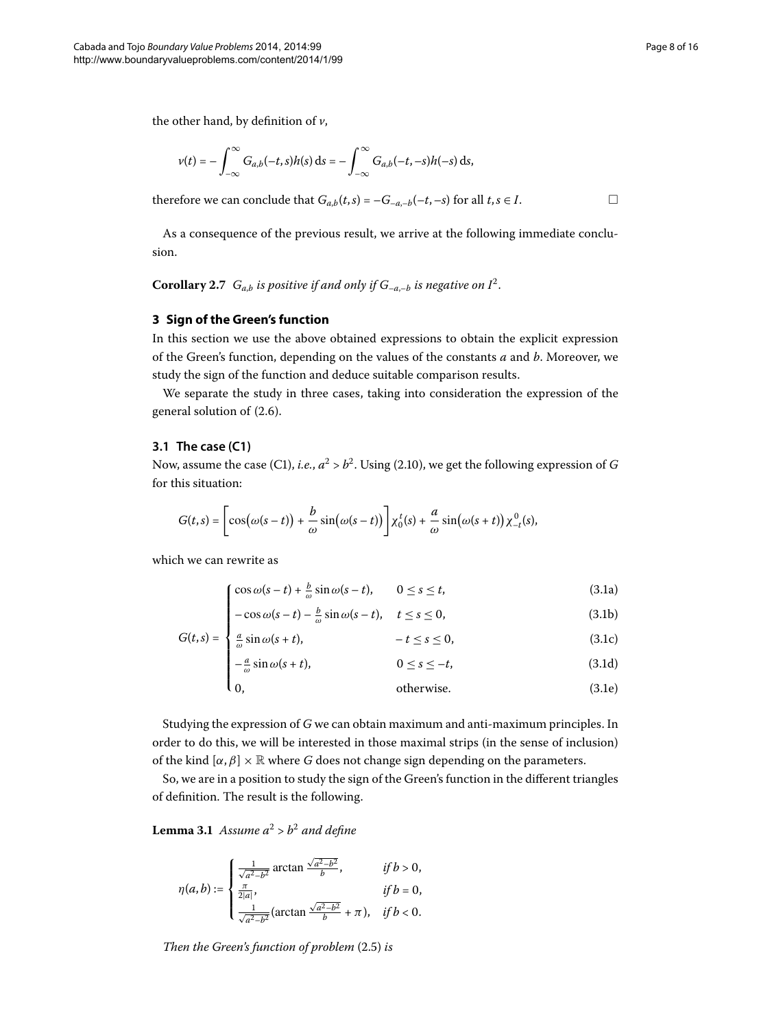the other hand, by definition of $v$,

$$v(t) = -\int_{-\infty}^{\infty} G_{a,b}(-t,s)h(s)\,\mathrm{d}s = -\int_{-\infty}^{\infty} G_{a,b}(-t,-s)h(-s)\,\mathrm{d}s,$$

therefore we can conclude that $G_{a,b}(t,s) = -G_{-a,-b}(-t,-s)$ for all $t,s \in I$. $\square$

As a consequence of the previous result, we arrive at the following immediate conclusion.

**Corollary 2.7** *$G_{a,b}$ is positive if and only if $G_{-a,-b}$ is negative on $I^2$.*

## 3 Sign of the Green's function

In this section we use the above obtained expressions to obtain the explicit expression of the Green's function, depending on the values of the constants $a$ and $b$. Moreover, we study the sign of the function and deduce suitable comparison results.

We separate the study in three cases, taking into consideration the expression of the general solution of (2.6).

### 3.1 The case (C1)

Now, assume the case (C1), *i.e.*, $a^2 > b^2$. Using (2.10), we get the following expression of $G$ for this situation:

$$G(t,s) = \left[\cos\big(\omega(s-t)\big) + \frac{b}{\omega}\sin\big(\omega(s-t)\big)\right]\chi_0^t(s) + \frac{a}{\omega}\sin\big(\omega(s+t)\big)\chi_{-t}^0(s),$$

which we can rewrite as

$$G(t,s) = \begin{cases} \cos\omega(s-t) + \frac{b}{\omega}\sin\omega(s-t), & 0 \le s \le t, \quad (3.1a)\\ -\cos\omega(s-t) - \frac{b}{\omega}\sin\omega(s-t), & t \le s \le 0, \quad (3.1b)\\ \frac{a}{\omega}\sin\omega(s+t), & -t \le s \le 0, \quad (3.1c)\\ -\frac{a}{\omega}\sin\omega(s+t), & 0 \le s \le -t, \quad (3.1d)\\ 0, & \text{otherwise.} \quad (3.1e)\end{cases}$$

Studying the expression of $G$ we can obtain maximum and anti-maximum principles. In order to do this, we will be interested in those maximal strips (in the sense of inclusion) of the kind $[\alpha,\beta] \times \mathbb{R}$ where $G$ does not change sign depending on the parameters.

So, we are in a position to study the sign of the Green's function in the different triangles of definition. The result is the following.

**Lemma 3.1** *Assume $a^2 > b^2$ and define*

$$\eta(a,b) := \begin{cases} \frac{1}{\sqrt{a^2-b^2}}\arctan\frac{\sqrt{a^2-b^2}}{b}, & \text{if } b > 0,\\ \frac{\pi}{2|a|}, & \text{if } b = 0,\\ \frac{1}{\sqrt{a^2-b^2}}\left(\arctan\frac{\sqrt{a^2-b^2}}{b} + \pi\right), & \text{if } b < 0.\end{cases}$$

*Then the Green's function of problem (2.5) is*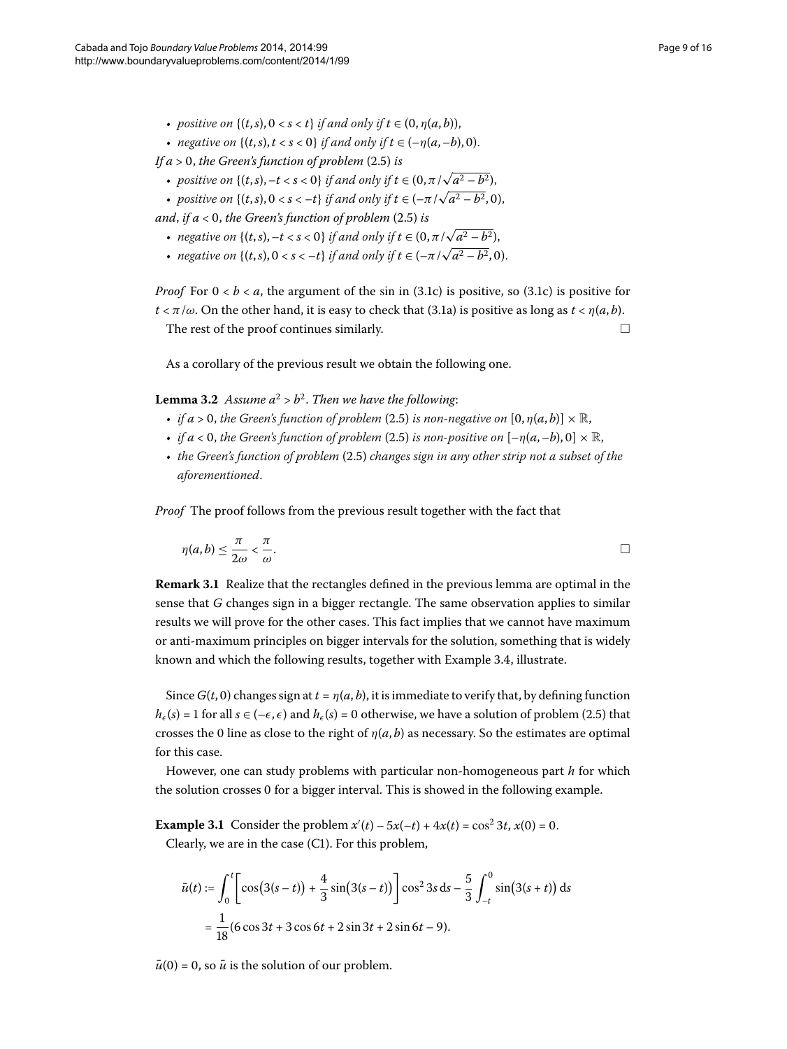- *positive on* $\{(t,s), 0 < s < t\}$ *if and only if* $t \in (0, \eta(a,b))$,
- *negative on* $\{(t,s), t < s < 0\}$ *if and only if* $t \in (-\eta(a,-b), 0)$.

*If* $a > 0$, *the Green's function of problem* (2.5) *is*

- *positive on* $\{(t,s), -t < s < 0\}$ *if and only if* $t \in (0, \pi/\sqrt{a^2-b^2})$,
- *positive on* $\{(t,s), 0 < s < -t\}$ *if and only if* $t \in (-\pi/\sqrt{a^2-b^2}, 0)$,

*and*, *if* $a < 0$, *the Green's function of problem* (2.5) *is*

- *negative on* $\{(t,s), -t < s < 0\}$ *if and only if* $t \in (0, \pi/\sqrt{a^2-b^2})$,
- *negative on* $\{(t,s), 0 < s < -t\}$ *if and only if* $t \in (-\pi/\sqrt{a^2-b^2}, 0)$.

*Proof* For $0 < b < a$, the argument of the sin in (3.1c) is positive, so (3.1c) is positive for $t < \pi/\omega$. On the other hand, it is easy to check that (3.1a) is positive as long as $t < \eta(a,b)$.

The rest of the proof continues similarly. □

As a corollary of the previous result we obtain the following one.

**Lemma 3.2** *Assume* $a^2 > b^2$. *Then we have the following*:

- *if* $a > 0$, *the Green's function of problem* (2.5) *is non-negative on* $[0, \eta(a,b)] \times \mathbb{R}$,
- *if* $a < 0$, *the Green's function of problem* (2.5) *is non-positive on* $[-\eta(a,-b), 0] \times \mathbb{R}$,
- *the Green's function of problem* (2.5) *changes sign in any other strip not a subset of the aforementioned*.

*Proof* The proof follows from the previous result together with the fact that

$$\eta(a,b) \leq \frac{\pi}{2\omega} < \frac{\pi}{\omega}.$$ □

**Remark 3.1** Realize that the rectangles defined in the previous lemma are optimal in the sense that $G$ changes sign in a bigger rectangle. The same observation applies to similar results we will prove for the other cases. This fact implies that we cannot have maximum or anti-maximum principles on bigger intervals for the solution, something that is widely known and which the following results, together with Example 3.4, illustrate.

Since $G(t,0)$ changes sign at $t = \eta(a,b)$, it is immediate to verify that, by defining function $h_\epsilon(s) = 1$ for all $s \in (-\epsilon, \epsilon)$ and $h_\epsilon(s) = 0$ otherwise, we have a solution of problem (2.5) that crosses the 0 line as close to the right of $\eta(a,b)$ as necessary. So the estimates are optimal for this case.

However, one can study problems with particular non-homogeneous part $h$ for which the solution crosses 0 for a bigger interval. This is showed in the following example.

**Example 3.1** Consider the problem $x'(t) - 5x(-t) + 4x(t) = \cos^2 3t$, $x(0) = 0$.

Clearly, we are in the case (C1). For this problem,

$$\begin{aligned}\bar{u}(t) &:= \int_0^t \left[\cos\bigl(3(s-t)\bigr) + \frac{4}{3}\sin\bigl(3(s-t)\bigr)\right]\cos^2 3s \,\mathrm{d}s - \frac{5}{3}\int_{-t}^0 \sin\bigl(3(s+t)\bigr)\,\mathrm{d}s \\ &= \frac{1}{18}(6\cos 3t + 3\cos 6t + 2\sin 3t + 2\sin 6t - 9).\end{aligned}$$

$\bar{u}(0) = 0$, so $\bar{u}$ is the solution of our problem.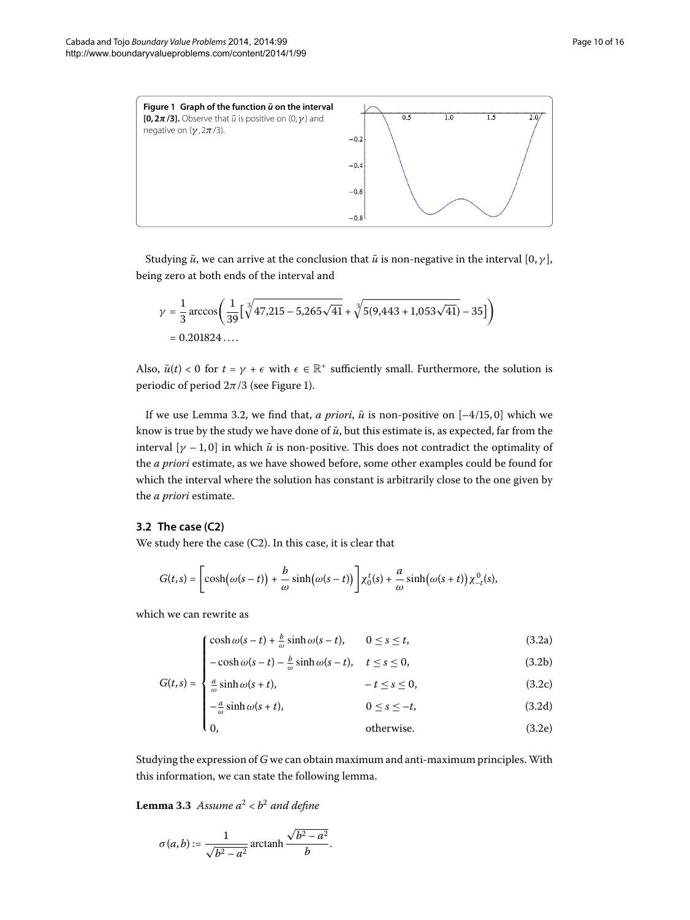**Figure 1 Graph of the function $\bar{u}$ on the interval $[0, 2\pi/3]$.** Observe that $\bar{u}$ is positive on $(0,\gamma)$ and negative on $(\gamma, 2\pi/3)$.

Studying $\bar{u}$, we can arrive at the conclusion that $\bar{u}$ is non-negative in the interval $[0,\gamma]$, being zero at both ends of the interval and

$$\gamma = \frac{1}{3}\arccos\left(\frac{1}{39}\left[\sqrt[3]{47{,}215 - 5{,}265\sqrt{41}} + \sqrt[3]{5(9{,}443 + 1{,}053\sqrt{41})} - 35\right]\right)$$
$$= 0.201824\ldots.$$

Also, $\bar{u}(t) < 0$ for $t = \gamma + \epsilon$ with $\epsilon \in \mathbb{R}^+$ sufficiently small. Furthermore, the solution is periodic of period $2\pi/3$ (see Figure 1).

If we use Lemma 3.2, we find that, *a priori*, $\bar{u}$ is non-positive on $[-4/15, 0]$ which we know is true by the study we have done of $\bar{u}$, but this estimate is, as expected, far from the interval $[\gamma - 1, 0]$ in which $\bar{u}$ is non-positive. This does not contradict the optimality of the *a priori* estimate, as we have showed before, some other examples could be found for which the interval where the solution has constant is arbitrarily close to the one given by the *a priori* estimate.

### 3.2 The case (C2)

We study here the case (C2). In this case, it is clear that

$$G(t,s) = \left[\cosh\big(\omega(s-t)\big) + \frac{b}{\omega}\sinh\big(\omega(s-t)\big)\right]\chi_0^t(s) + \frac{a}{\omega}\sinh\big(\omega(s+t)\big)\chi_{-t}^0(s),$$

which we can rewrite as

$$G(t,s) = \begin{cases} \cosh\omega(s-t) + \frac{b}{\omega}\sinh\omega(s-t), & 0 \le s \le t, \quad (3.2a)\\ -\cosh\omega(s-t) - \frac{b}{\omega}\sinh\omega(s-t), & t \le s \le 0, \quad (3.2b)\\ \frac{a}{\omega}\sinh\omega(s+t), & -t \le s \le 0, \quad (3.2c)\\ -\frac{a}{\omega}\sinh\omega(s+t), & 0 \le s \le -t, \quad (3.2d)\\ 0, & \text{otherwise}. \quad (3.2e)\end{cases}$$

Studying the expression of $G$ we can obtain maximum and anti-maximum principles. With this information, we can state the following lemma.

**Lemma 3.3** *Assume $a^2 < b^2$ and define*

$$\sigma(a,b) := \frac{1}{\sqrt{b^2 - a^2}}\operatorname{arctanh}\frac{\sqrt{b^2 - a^2}}{b}.$$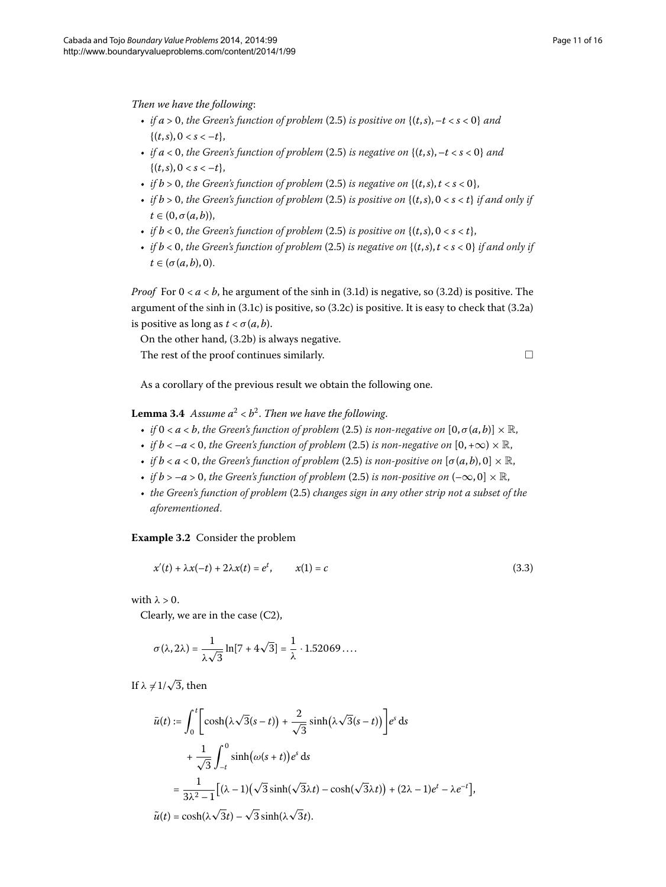*Then we have the following*:

- *if* $a > 0$, *the Green's function of problem* (2.5) *is positive on* $\{(t,s), -t < s < 0\}$ *and* $\{(t,s), 0 < s < -t\}$,
- *if* $a < 0$, *the Green's function of problem* (2.5) *is negative on* $\{(t,s), -t < s < 0\}$ *and* $\{(t,s), 0 < s < -t\}$,
- *if* $b > 0$, *the Green's function of problem* (2.5) *is negative on* $\{(t,s), t < s < 0\}$,
- *if* $b > 0$, *the Green's function of problem* (2.5) *is positive on* $\{(t,s), 0 < s < t\}$ *if and only if* $t \in (0, \sigma(a,b))$,
- *if* $b < 0$, *the Green's function of problem* (2.5) *is positive on* $\{(t,s), 0 < s < t\}$,
- *if* $b < 0$, *the Green's function of problem* (2.5) *is negative on* $\{(t,s), t < s < 0\}$ *if and only if* $t \in (\sigma(a,b), 0)$.

*Proof* For $0 < a < b$, he argument of the sinh in (3.1d) is negative, so (3.2d) is positive. The argument of the sinh in (3.1c) is positive, so (3.2c) is positive. It is easy to check that (3.2a) is positive as long as $t < \sigma(a,b)$.

On the other hand, (3.2b) is always negative.

The rest of the proof continues similarly. □

As a corollary of the previous result we obtain the following one.

**Lemma 3.4** *Assume* $a^2 < b^2$. *Then we have the following*.

- *if* $0 < a < b$, *the Green's function of problem* (2.5) *is non-negative on* $[0, \sigma(a,b)] \times \mathbb{R}$,
- *if* $b < -a < 0$, *the Green's function of problem* (2.5) *is non-negative on* $[0, +\infty) \times \mathbb{R}$,
- *if* $b < a < 0$, *the Green's function of problem* (2.5) *is non-positive on* $[\sigma(a,b), 0] \times \mathbb{R}$,
- *if* $b > -a > 0$, *the Green's function of problem* (2.5) *is non-positive on* $(-\infty, 0] \times \mathbb{R}$,
- *the Green's function of problem* (2.5) *changes sign in any other strip not a subset of the aforementioned*.

**Example 3.2** Consider the problem

$$x'(t) + \lambda x(-t) + 2\lambda x(t) = e^t, \qquad x(1) = c \tag{3.3}$$

with $\lambda > 0$.

Clearly, we are in the case (C2),

$$\sigma(\lambda, 2\lambda) = \frac{1}{\lambda\sqrt{3}} \ln[7 + 4\sqrt{3}] = \frac{1}{\lambda} \cdot 1.52069\ldots.$$

If $\lambda \neq 1/\sqrt{3}$, then

$$\begin{aligned}
\bar{u}(t) &:= \int_0^t \left[\cosh\big(\lambda\sqrt{3}(s-t)\big) + \frac{2}{\sqrt{3}} \sinh\big(\lambda\sqrt{3}(s-t)\big)\right] e^s \, \mathrm{d}s \\
&\quad + \frac{1}{\sqrt{3}} \int_{-t}^0 \sinh\big(\omega(s+t)\big) e^s \, \mathrm{d}s \\
&= \frac{1}{3\lambda^2 - 1} \big[(\lambda - 1)\big(\sqrt{3}\sinh(\sqrt{3}\lambda t) - \cosh(\sqrt{3}\lambda t)\big) + (2\lambda - 1)e^t - \lambda e^{-t}\big], \\
\tilde{u}(t) &= \cosh(\lambda\sqrt{3}t) - \sqrt{3}\sinh(\lambda\sqrt{3}t).
\end{aligned}$$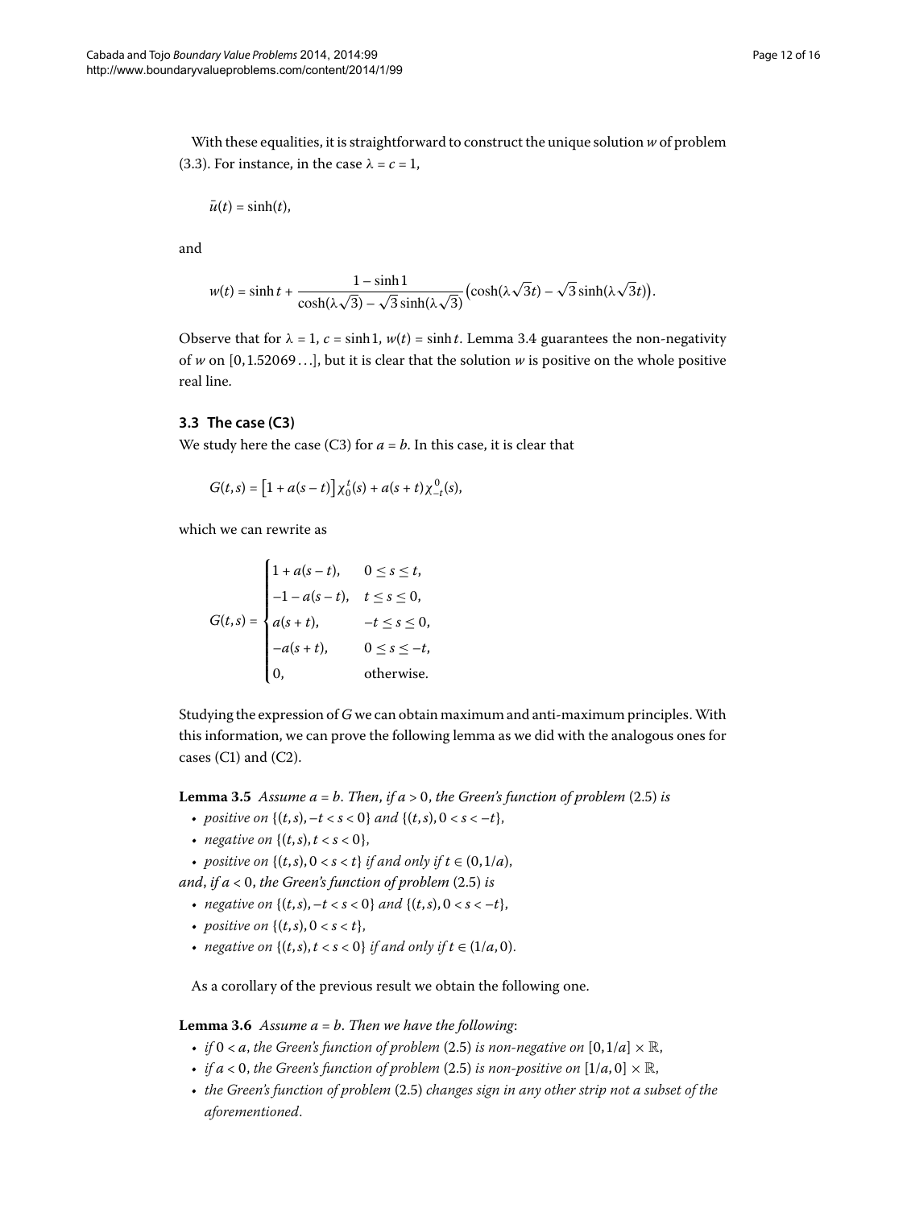With these equalities, it is straightforward to construct the unique solution $w$ of problem (3.3). For instance, in the case $\lambda = c = 1$,

$$\bar{u}(t) = \sinh(t),$$

and

$$w(t) = \sinh t + \frac{1 - \sinh 1}{\cosh(\lambda\sqrt{3}) - \sqrt{3}\sinh(\lambda\sqrt{3})}\big(\cosh(\lambda\sqrt{3}t) - \sqrt{3}\sinh(\lambda\sqrt{3}t)\big).$$

Observe that for $\lambda = 1$, $c = \sinh 1$, $w(t) = \sinh t$. Lemma 3.4 guarantees the non-negativity of $w$ on $[0, 1.52069\ldots]$, but it is clear that the solution $w$ is positive on the whole positive real line.

### 3.3 The case (C3)

We study here the case (C3) for $a = b$. In this case, it is clear that

$$G(t,s) = \big[1 + a(s-t)\big]\chi_0^t(s) + a(s+t)\chi_{-t}^0(s),$$

which we can rewrite as

$$G(t,s) = \begin{cases} 1 + a(s-t), & 0 \le s \le t, \\ -1 - a(s-t), & t \le s \le 0, \\ a(s+t), & -t \le s \le 0, \\ -a(s+t), & 0 \le s \le -t, \\ 0, & \text{otherwise.} \end{cases}$$

Studying the expression of $G$ we can obtain maximum and anti-maximum principles. With this information, we can prove the following lemma as we did with the analogous ones for cases (C1) and (C2).

**Lemma 3.5** *Assume $a = b$. Then, if $a > 0$, the Green's function of problem* (2.5) *is*

- *positive on $\{(t,s), -t < s < 0\}$ and $\{(t,s), 0 < s < -t\}$,*
- *negative on $\{(t,s), t < s < 0\}$,*
- *positive on $\{(t,s), 0 < s < t\}$ if and only if $t \in (0, 1/a)$,*

*and, if $a < 0$, the Green's function of problem* (2.5) *is*

- *negative on $\{(t,s), -t < s < 0\}$ and $\{(t,s), 0 < s < -t\}$,*
- *positive on $\{(t,s), 0 < s < t\}$,*
- *negative on $\{(t,s), t < s < 0\}$ if and only if $t \in (1/a, 0)$.*

As a corollary of the previous result we obtain the following one.

**Lemma 3.6** *Assume $a = b$. Then we have the following*:

- *if $0 < a$, the Green's function of problem* (2.5) *is non-negative on $[0, 1/a] \times \mathbb{R}$,*
- *if $a < 0$, the Green's function of problem* (2.5) *is non-positive on $[1/a, 0] \times \mathbb{R}$,*
- *the Green's function of problem* (2.5) *changes sign in any other strip not a subset of the aforementioned.*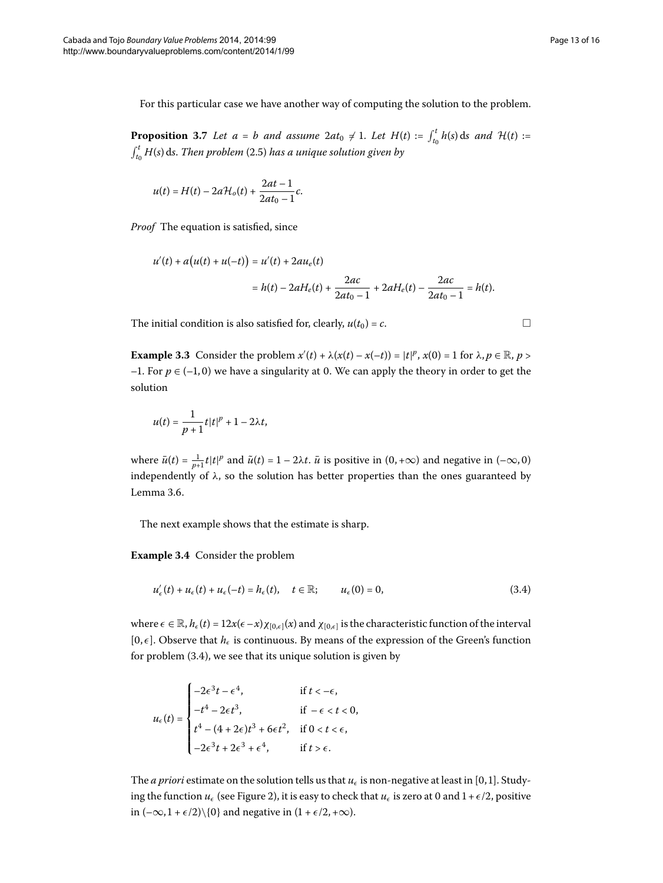For this particular case we have another way of computing the solution to the problem.

**Proposition 3.7** *Let $a = b$ and assume $2at_0 \neq 1$. Let $H(t) := \int_{t_0}^{t} h(s)\,\mathrm{d}s$ and $\mathcal{H}(t) := \int_{t_0}^{t} H(s)\,\mathrm{d}s$. Then problem* (2.5) *has a unique solution given by*

$$u(t) = H(t) - 2a\mathcal{H}_o(t) + \frac{2at-1}{2at_0-1}c.$$

*Proof* The equation is satisfied, since

$$\begin{aligned} u'(t) + a\big(u(t) + u(-t)\big) &= u'(t) + 2au_e(t) \\ &= h(t) - 2aH_e(t) + \frac{2ac}{2at_0-1} + 2aH_e(t) - \frac{2ac}{2at_0-1} = h(t). \end{aligned}$$

The initial condition is also satisfied for, clearly, $u(t_0) = c$. □

**Example 3.3** Consider the problem $x'(t) + \lambda(x(t) - x(-t)) = |t|^p$, $x(0) = 1$ for $\lambda, p \in \mathbb{R}$, $p > -1$. For $p \in (-1, 0)$ we have a singularity at 0. We can apply the theory in order to get the solution

$$u(t) = \frac{1}{p+1}t|t|^p + 1 - 2\lambda t,$$

where $\bar{u}(t) = \frac{1}{p+1}t|t|^p$ and $\tilde{u}(t) = 1 - 2\lambda t$. $\bar{u}$ is positive in $(0, +\infty)$ and negative in $(-\infty, 0)$ independently of $\lambda$, so the solution has better properties than the ones guaranteed by Lemma 3.6.

The next example shows that the estimate is sharp.

**Example 3.4** Consider the problem

$$u_\epsilon'(t) + u_\epsilon(t) + u_\epsilon(-t) = h_\epsilon(t), \quad t \in \mathbb{R}; \qquad u_\epsilon(0) = 0, \tag{3.4}$$

where $\epsilon \in \mathbb{R}$, $h_\epsilon(t) = 12x(\epsilon - x)\chi_{[0,\epsilon]}(x)$ and $\chi_{[0,\epsilon]}$ is the characteristic function of the interval $[0, \epsilon]$. Observe that $h_\epsilon$ is continuous. By means of the expression of the Green's function for problem (3.4), we see that its unique solution is given by

$$u_\epsilon(t) = \begin{cases} -2\epsilon^3 t - \epsilon^4, & \text{if } t < -\epsilon, \\ -t^4 - 2\epsilon t^3, & \text{if } -\epsilon < t < 0, \\ t^4 - (4 + 2\epsilon)t^3 + 6\epsilon t^2, & \text{if } 0 < t < \epsilon, \\ -2\epsilon^3 t + 2\epsilon^3 + \epsilon^4, & \text{if } t > \epsilon. \end{cases}$$

The *a priori* estimate on the solution tells us that $u_\epsilon$ is non-negative at least in $[0, 1]$. Studying the function $u_\epsilon$ (see Figure 2), it is easy to check that $u_\epsilon$ is zero at 0 and $1 + \epsilon/2$, positive in $(-\infty, 1 + \epsilon/2)\backslash\{0\}$ and negative in $(1 + \epsilon/2, +\infty)$.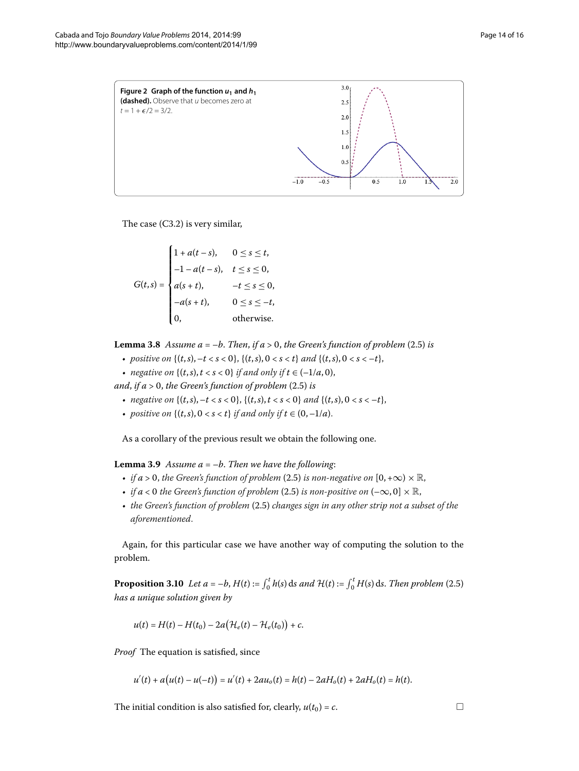**Figure 2 Graph of the function $u_1$ and $h_1$ (dashed).** Observe that $u$ becomes zero at $t = 1 + \epsilon/2 = 3/2$.

The case (C3.2) is very similar,

$$G(t,s) = \begin{cases} 1 + a(t-s), & 0 \le s \le t, \\ -1 - a(t-s), & t \le s \le 0, \\ a(s+t), & -t \le s \le 0, \\ -a(s+t), & 0 \le s \le -t, \\ 0, & \text{otherwise.} \end{cases}$$

**Lemma 3.8** *Assume $a = -b$. Then, if $a > 0$, the Green's function of problem* (2.5) *is*

- *positive on $\{(t,s), -t < s < 0\}$, $\{(t,s), 0 < s < t\}$ and $\{(t,s), 0 < s < -t\}$,*
- *negative on $\{(t,s), t < s < 0\}$ if and only if $t \in (-1/a, 0)$,*

*and, if $a > 0$, the Green's function of problem* (2.5) *is*

- *negative on $\{(t,s), -t < s < 0\}$, $\{(t,s), t < s < 0\}$ and $\{(t,s), 0 < s < -t\}$,*
- *positive on $\{(t,s), 0 < s < t\}$ if and only if $t \in (0, -1/a)$.*

As a corollary of the previous result we obtain the following one.

**Lemma 3.9** *Assume $a = -b$. Then we have the following*:

- *if $a > 0$, the Green's function of problem* (2.5) *is non-negative on $[0, +\infty) \times \mathbb{R}$,*
- *if $a < 0$ the Green's function of problem* (2.5) *is non-positive on $(-\infty, 0] \times \mathbb{R}$,*
- *the Green's function of problem* (2.5) *changes sign in any other strip not a subset of the aforementioned.*

Again, for this particular case we have another way of computing the solution to the problem.

**Proposition 3.10** *Let $a = -b$, $H(t) := \int_0^t h(s)\,\mathrm{d}s$ and $\mathcal{H}(t) := \int_0^t H(s)\,\mathrm{d}s$. Then problem* (2.5) *has a unique solution given by*

$$u(t) = H(t) - H(t_0) - 2a\big(\mathcal{H}_e(t) - \mathcal{H}_e(t_0)\big) + c.$$

*Proof* The equation is satisfied, since

$$u'(t) + a\big(u(t) - u(-t)\big) = u'(t) + 2au_o(t) = h(t) - 2aH_o(t) + 2aH_o(t) = h(t).$$

The initial condition is also satisfied for, clearly, $u(t_0) = c$. $\square$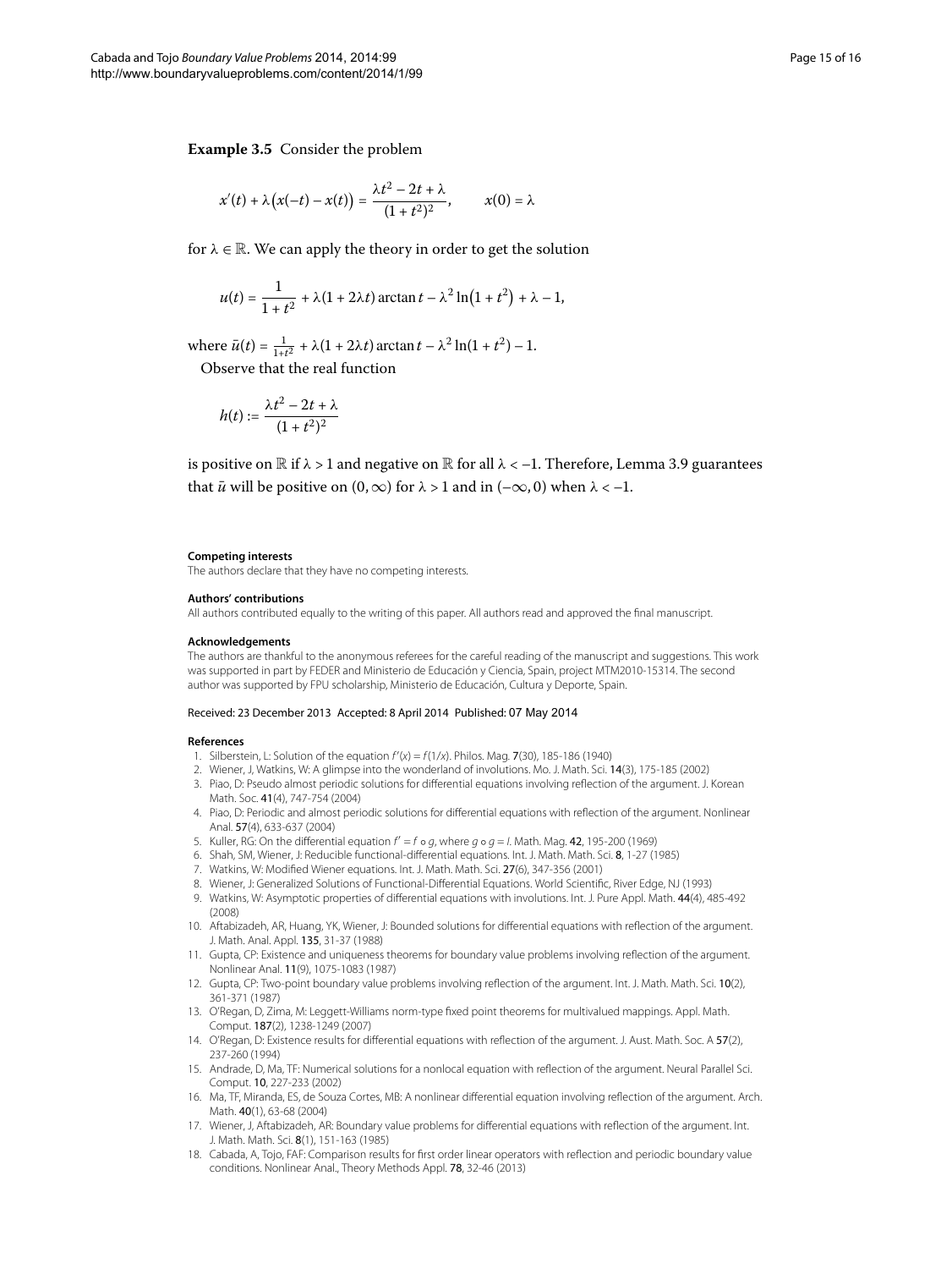**Example 3.5** Consider the problem

$$x'(t) + \lambda\big(x(-t) - x(t)\big) = \frac{\lambda t^2 - 2t + \lambda}{(1+t^2)^2}, \qquad x(0) = \lambda$$

for $\lambda \in \mathbb{R}$. We can apply the theory in order to get the solution

$$u(t) = \frac{1}{1+t^2} + \lambda(1+2\lambda t)\arctan t - \lambda^2 \ln\big(1+t^2\big) + \lambda - 1,$$

where $\bar{u}(t) = \frac{1}{1+t^2} + \lambda(1+2\lambda t)\arctan t - \lambda^2 \ln(1+t^2) - 1$.

Observe that the real function

$$h(t) := \frac{\lambda t^2 - 2t + \lambda}{(1+t^2)^2}$$

is positive on $\mathbb{R}$ if $\lambda > 1$ and negative on $\mathbb{R}$ for all $\lambda < -1$. Therefore, Lemma 3.9 guarantees that $\bar{u}$ will be positive on $(0,\infty)$ for $\lambda > 1$ and in $(-\infty, 0)$ when $\lambda < -1$.

**Competing interests**

The authors declare that they have no competing interests.

**Authors' contributions**

All authors contributed equally to the writing of this paper. All authors read and approved the final manuscript.

**Acknowledgements**

The authors are thankful to the anonymous referees for the careful reading of the manuscript and suggestions. This work was supported in part by FEDER and Ministerio de Educación y Ciencia, Spain, project MTM2010-15314. The second author was supported by FPU scholarship, Ministerio de Educación, Cultura y Deporte, Spain.

Received: 23 December 2013 Accepted: 8 April 2014 Published: 07 May 2014

**References**

1. Silberstein, L: Solution of the equation $f'(x) = f(1/x)$. Philos. Mag. **7**(30), 185-186 (1940)
2. Wiener, J, Watkins, W: A glimpse into the wonderland of involutions. Mo. J. Math. Sci. **14**(3), 175-185 (2002)
3. Piao, D: Pseudo almost periodic solutions for differential equations involving reflection of the argument. J. Korean Math. Soc. **41**(4), 747-754 (2004)
4. Piao, D: Periodic and almost periodic solutions for differential equations with reflection of the argument. Nonlinear Anal. **57**(4), 633-637 (2004)
5. Kuller, RG: On the differential equation $f' = f \circ g$, where $g \circ g = I$. Math. Mag. **42**, 195-200 (1969)
6. Shah, SM, Wiener, J: Reducible functional-differential equations. Int. J. Math. Math. Sci. **8**, 1-27 (1985)
7. Watkins, W: Modified Wiener equations. Int. J. Math. Math. Sci. **27**(6), 347-356 (2001)
8. Wiener, J: Generalized Solutions of Functional-Differential Equations. World Scientific, River Edge, NJ (1993)
9. Watkins, W: Asymptotic properties of differential equations with involutions. Int. J. Pure Appl. Math. **44**(4), 485-492 (2008)
10. Aftabizadeh, AR, Huang, YK, Wiener, J: Bounded solutions for differential equations with reflection of the argument. J. Math. Anal. Appl. **135**, 31-37 (1988)
11. Gupta, CP: Existence and uniqueness theorems for boundary value problems involving reflection of the argument. Nonlinear Anal. **11**(9), 1075-1083 (1987)
12. Gupta, CP: Two-point boundary value problems involving reflection of the argument. Int. J. Math. Math. Sci. **10**(2), 361-371 (1987)
13. O'Regan, D, Zima, M: Leggett-Williams norm-type fixed point theorems for multivalued mappings. Appl. Math. Comput. **187**(2), 1238-1249 (2007)
14. O'Regan, D: Existence results for differential equations with reflection of the argument. J. Aust. Math. Soc. A **57**(2), 237-260 (1994)
15. Andrade, D, Ma, TF: Numerical solutions for a nonlocal equation with reflection of the argument. Neural Parallel Sci. Comput. **10**, 227-233 (2002)
16. Ma, TF, Miranda, ES, de Souza Cortes, MB: A nonlinear differential equation involving reflection of the argument. Arch. Math. **40**(1), 63-68 (2004)
17. Wiener, J, Aftabizadeh, AR: Boundary value problems for differential equations with reflection of the argument. Int. J. Math. Math. Sci. **8**(1), 151-163 (1985)
18. Cabada, A, Tojo, FAF: Comparison results for first order linear operators with reflection and periodic boundary value conditions. Nonlinear Anal., Theory Methods Appl. **78**, 32-46 (2013)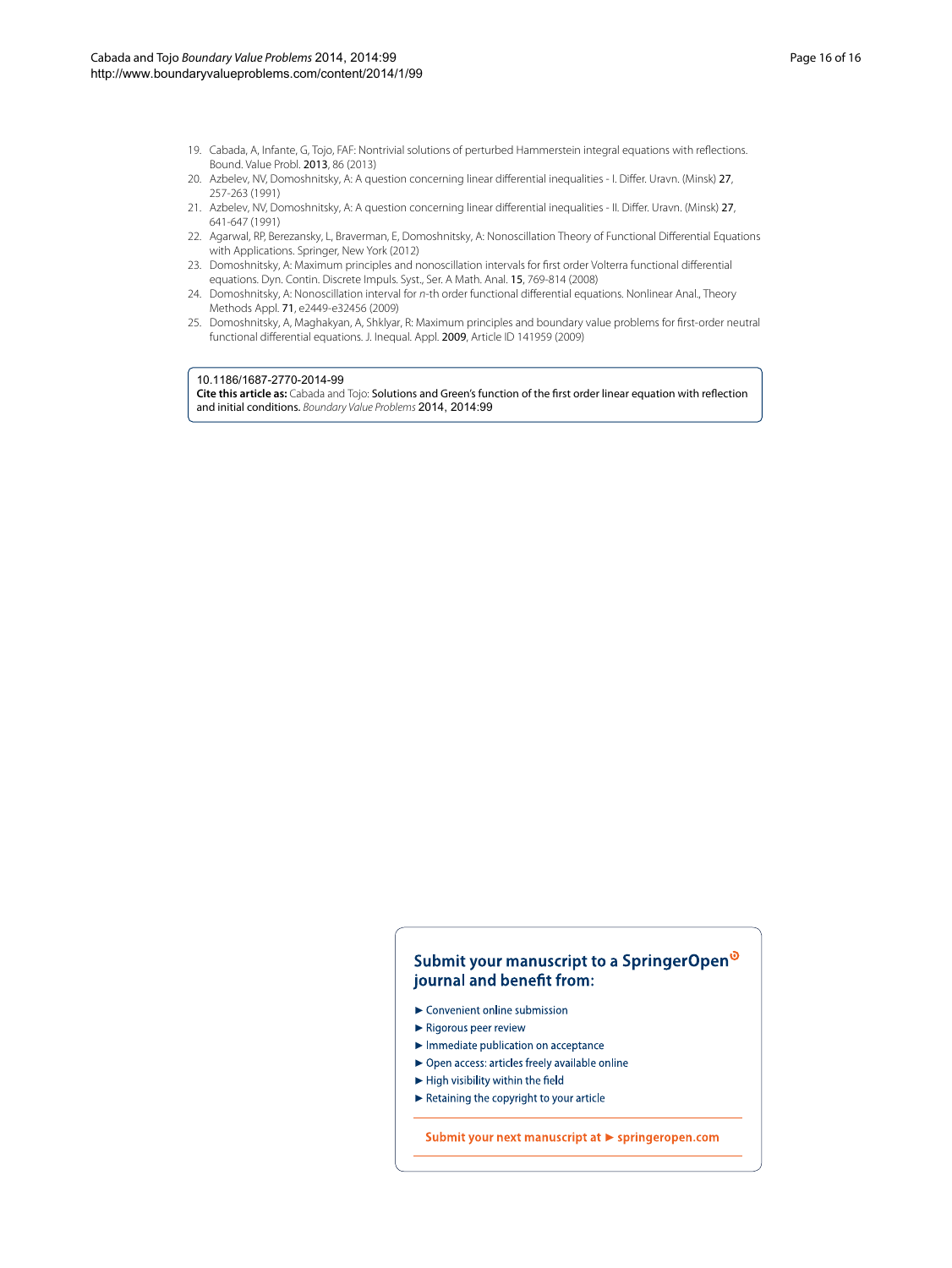19. Cabada, A, Infante, G, Tojo, FAF: Nontrivial solutions of perturbed Hammerstein integral equations with reflections. Bound. Value Probl. **2013**, 86 (2013)
20. Azbelev, NV, Domoshnitsky, A: A question concerning linear differential inequalities - I. Differ. Uravn. (Minsk) **27**, 257-263 (1991)
21. Azbelev, NV, Domoshnitsky, A: A question concerning linear differential inequalities - II. Differ. Uravn. (Minsk) **27**, 641-647 (1991)
22. Agarwal, RP, Berezansky, L, Braverman, E, Domoshnitsky, A: Nonoscillation Theory of Functional Differential Equations with Applications. Springer, New York (2012)
23. Domoshnitsky, A: Maximum principles and nonoscillation intervals for first order Volterra functional differential equations. Dyn. Contin. Discrete Impuls. Syst., Ser. A Math. Anal. **15**, 769-814 (2008)
24. Domoshnitsky, A: Nonoscillation interval for *n*-th order functional differential equations. Nonlinear Anal., Theory Methods Appl. **71**, e2449-e32456 (2009)
25. Domoshnitsky, A, Maghakyan, A, Shklyar, R: Maximum principles and boundary value problems for first-order neutral functional differential equations. J. Inequal. Appl. **2009**, Article ID 141959 (2009)

10.1186/1687-2770-2014-99
**Cite this article as:** Cabada and Tojo: Solutions and Green's function of the first order linear equation with reflection and initial conditions. *Boundary Value Problems* 2014, 2014:99

**Submit your manuscript to a SpringerOpen journal and benefit from:**

- ► Convenient online submission
- ► Rigorous peer review
- ► Immediate publication on acceptance
- ► Open access: articles freely available online
- ► High visibility within the field
- ► Retaining the copyright to your article

**Submit your next manuscript at ► springeropen.com**